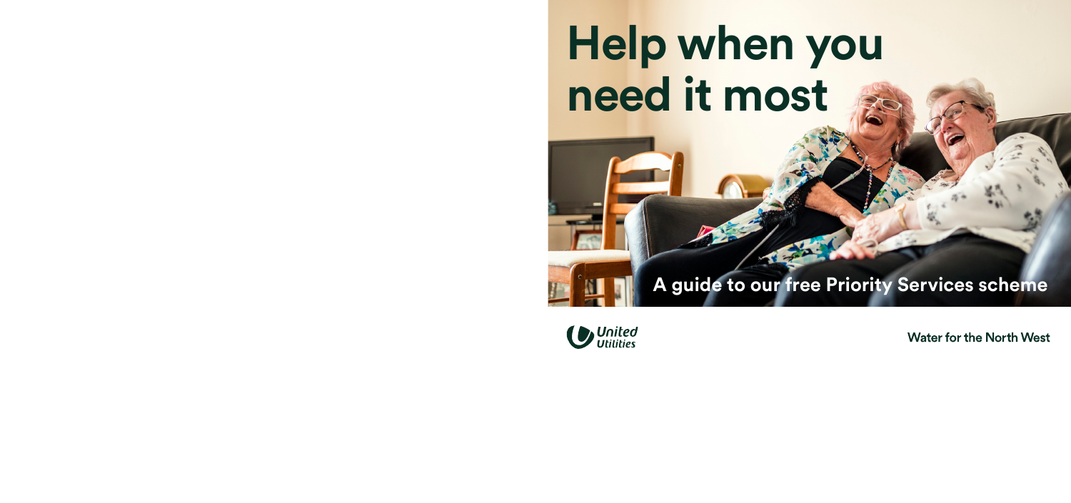# Help when you need it most

A guide to our free Priority Services scheme

United Utilities

Water for the North West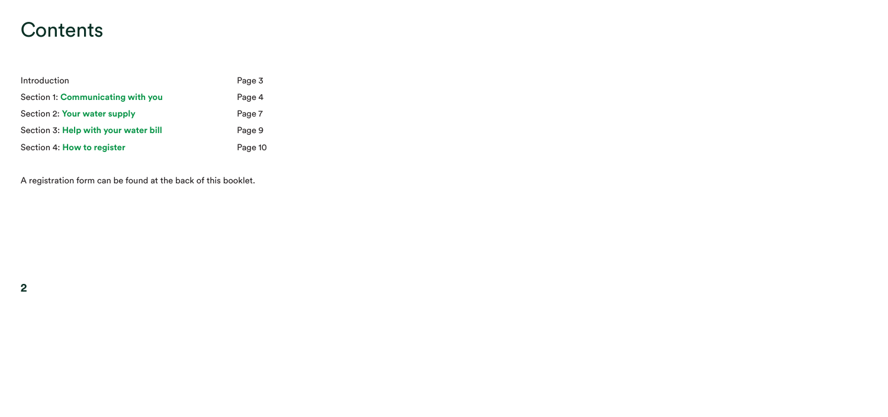# Contents

| | |
|---|---|
| Introduction | Page 3 |
| Section 1: **Communicating with you** | Page 4 |
| Section 2: **Your water supply** | Page 7 |
| Section 3: **Help with your water bill** | Page 9 |
| Section 4: **How to register** | Page 10 |

A registration form can be found at the back of this booklet.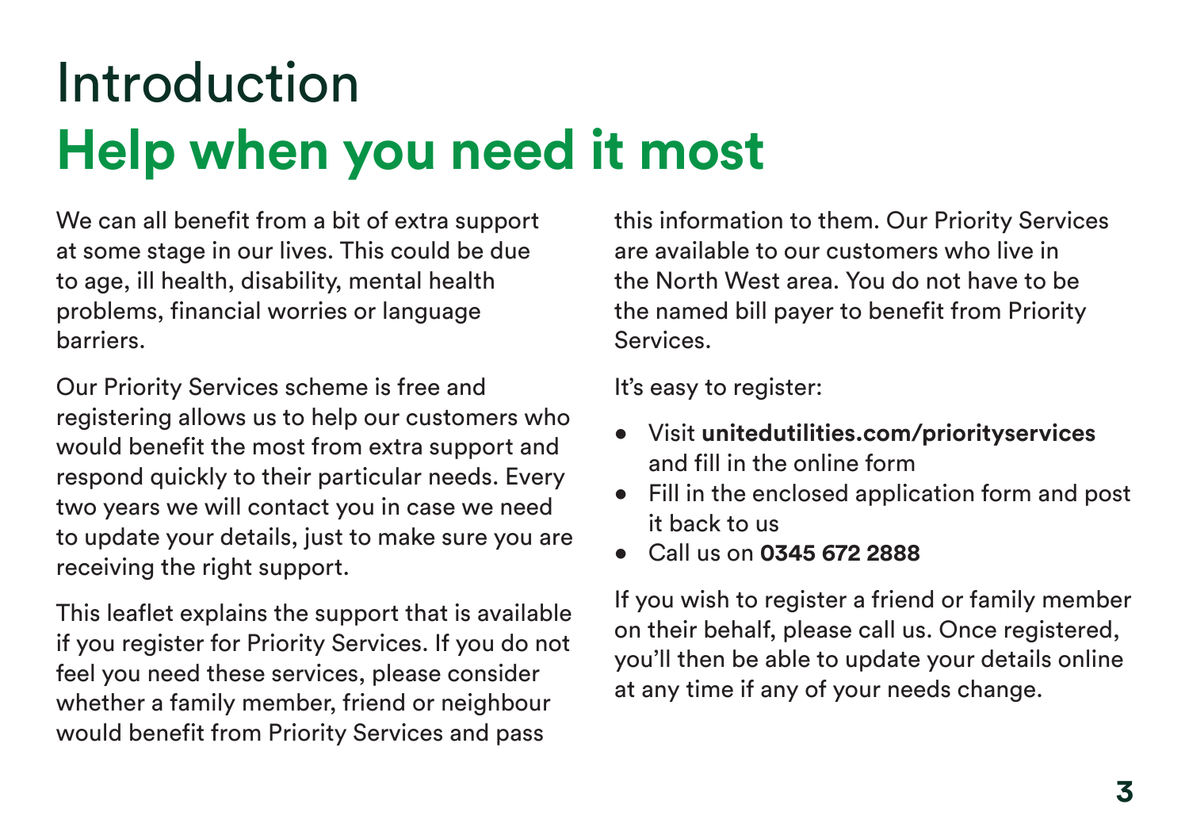# Introduction
# Help when you need it most

We can all benefit from a bit of extra support at some stage in our lives. This could be due to age, ill health, disability, mental health problems, financial worries or language barriers.

Our Priority Services scheme is free and registering allows us to help our customers who would benefit the most from extra support and respond quickly to their particular needs. Every two years we will contact you in case we need to update your details, just to make sure you are receiving the right support.

This leaflet explains the support that is available if you register for Priority Services. If you do not feel you need these services, please consider whether a family member, friend or neighbour would benefit from Priority Services and pass this information to them. Our Priority Services are available to our customers who live in the North West area. You do not have to be the named bill payer to benefit from Priority Services.

It's easy to register:

- Visit **unitedutilities.com/priorityservices** and fill in the online form
- Fill in the enclosed application form and post it back to us
- Call us on **0345 672 2888**

If you wish to register a friend or family member on their behalf, please call us. Once registered, you'll then be able to update your details online at any time if any of your needs change.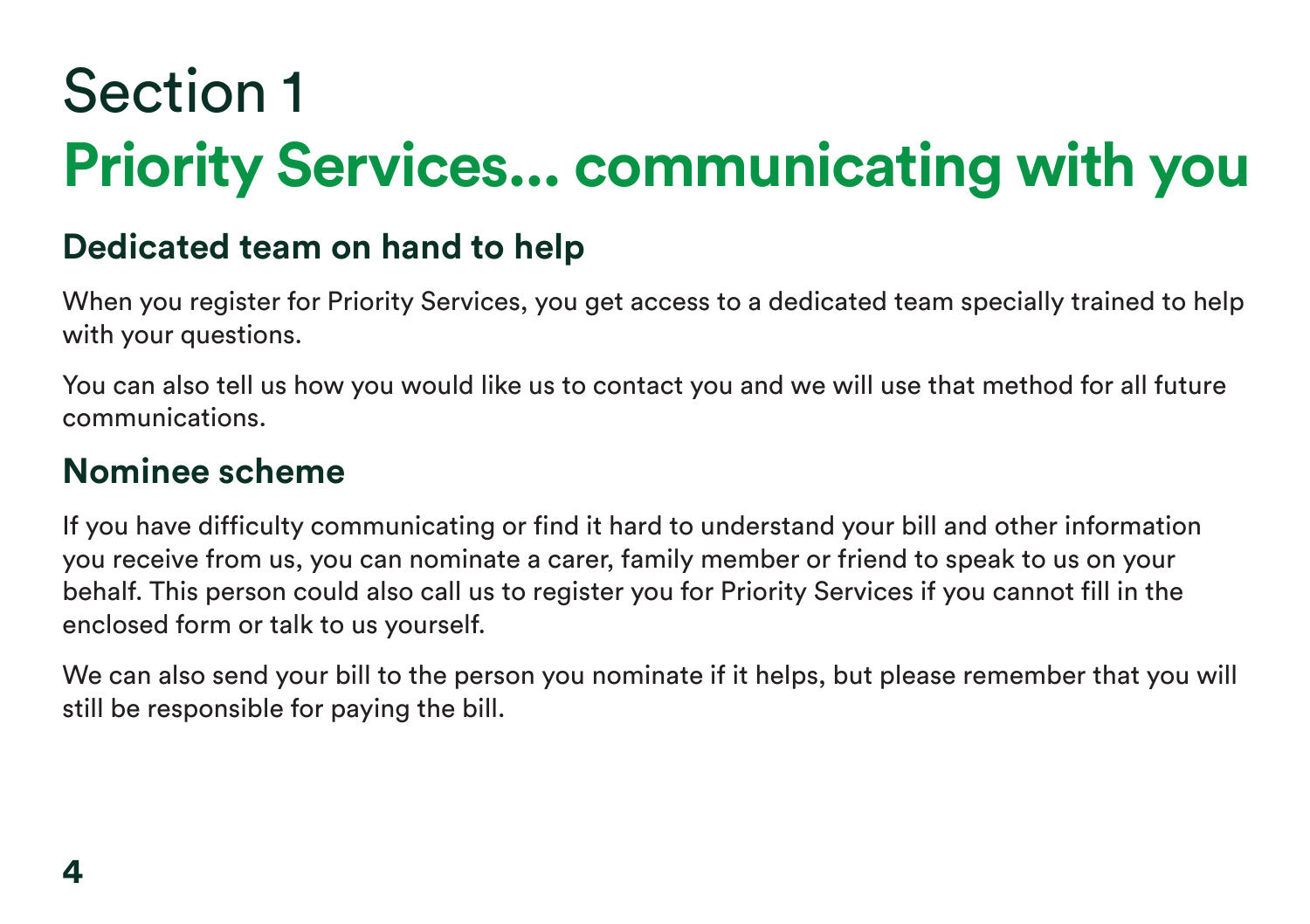# Section 1

# Priority Services... communicating with you

## Dedicated team on hand to help

When you register for Priority Services, you get access to a dedicated team specially trained to help with your questions.

You can also tell us how you would like us to contact you and we will use that method for all future communications.

## Nominee scheme

If you have difficulty communicating or find it hard to understand your bill and other information you receive from us, you can nominate a carer, family member or friend to speak to us on your behalf. This person could also call us to register you for Priority Services if you cannot fill in the enclosed form or talk to us yourself.

We can also send your bill to the person you nominate if it helps, but please remember that you will still be responsible for paying the bill.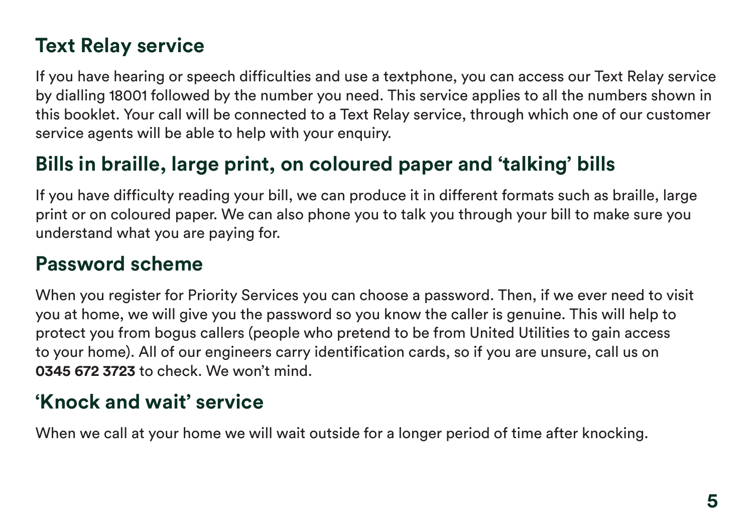## Text Relay service

If you have hearing or speech difficulties and use a textphone, you can access our Text Relay service by dialling 18001 followed by the number you need. This service applies to all the numbers shown in this booklet. Your call will be connected to a Text Relay service, through which one of our customer service agents will be able to help with your enquiry.

## Bills in braille, large print, on coloured paper and 'talking' bills

If you have difficulty reading your bill, we can produce it in different formats such as braille, large print or on coloured paper. We can also phone you to talk you through your bill to make sure you understand what you are paying for.

## Password scheme

When you register for Priority Services you can choose a password. Then, if we ever need to visit you at home, we will give you the password so you know the caller is genuine. This will help to protect you from bogus callers (people who pretend to be from United Utilities to gain access to your home). All of our engineers carry identification cards, so if you are unsure, call us on **0345 672 3723** to check. We won't mind.

## 'Knock and wait' service

When we call at your home we will wait outside for a longer period of time after knocking.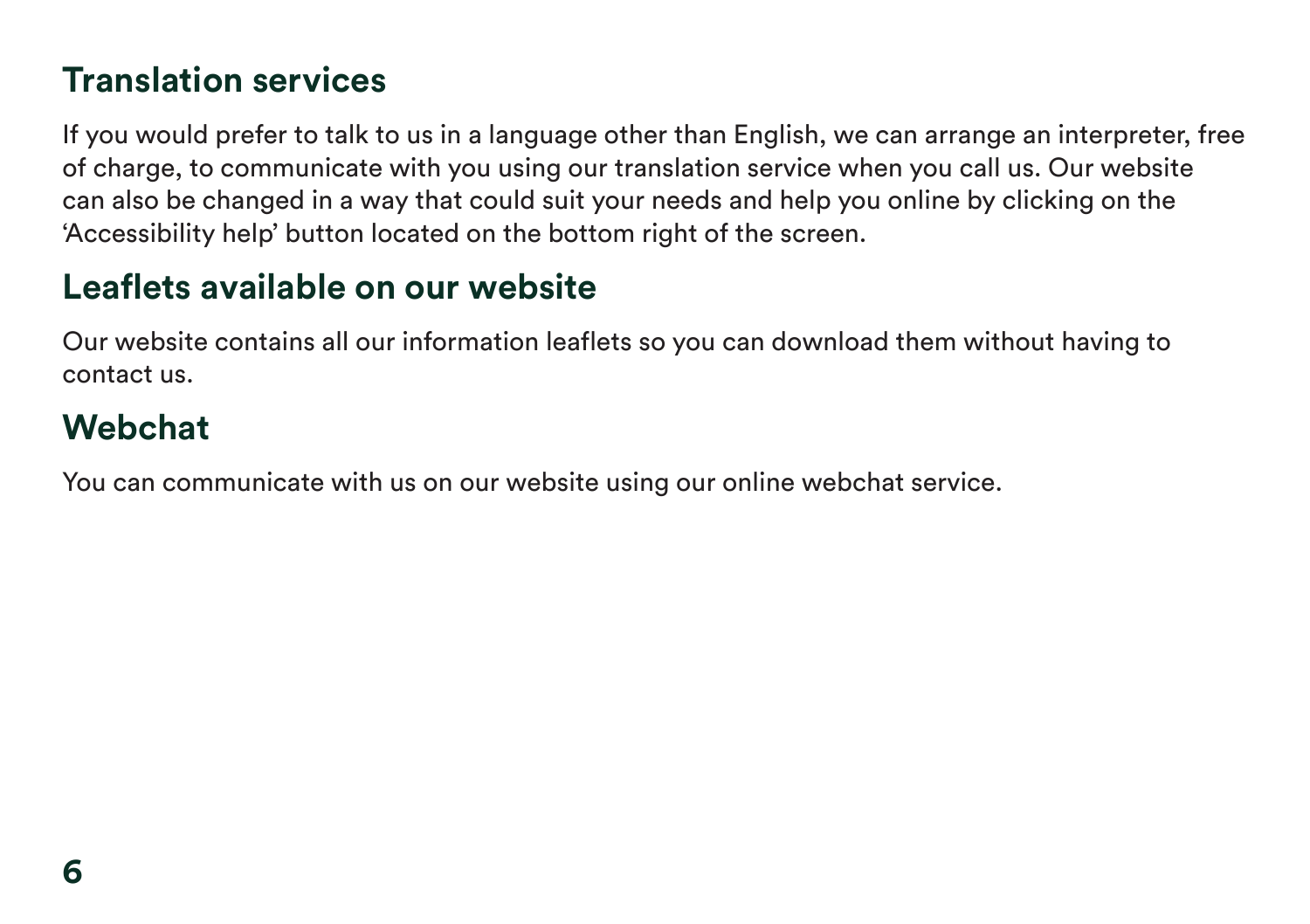## Translation services

If you would prefer to talk to us in a language other than English, we can arrange an interpreter, free of charge, to communicate with you using our translation service when you call us. Our website can also be changed in a way that could suit your needs and help you online by clicking on the 'Accessibility help' button located on the bottom right of the screen.

## Leaflets available on our website

Our website contains all our information leaflets so you can download them without having to contact us.

## Webchat

You can communicate with us on our website using our online webchat service.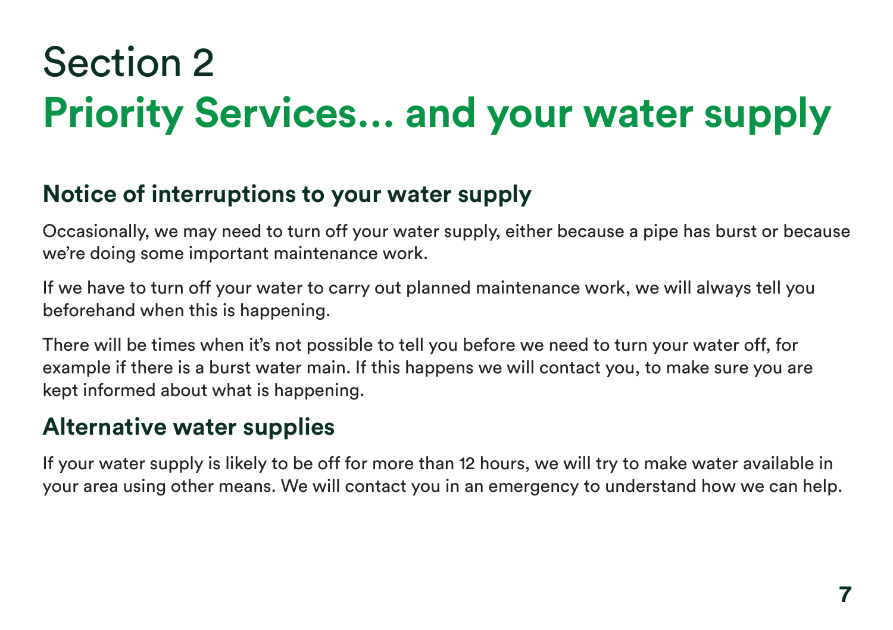# Section 2

# Priority Services… and your water supply

## Notice of interruptions to your water supply

Occasionally, we may need to turn off your water supply, either because a pipe has burst or because we're doing some important maintenance work.

If we have to turn off your water to carry out planned maintenance work, we will always tell you beforehand when this is happening.

There will be times when it's not possible to tell you before we need to turn your water off, for example if there is a burst water main. If this happens we will contact you, to make sure you are kept informed about what is happening.

## Alternative water supplies

If your water supply is likely to be off for more than 12 hours, we will try to make water available in your area using other means. We will contact you in an emergency to understand how we can help.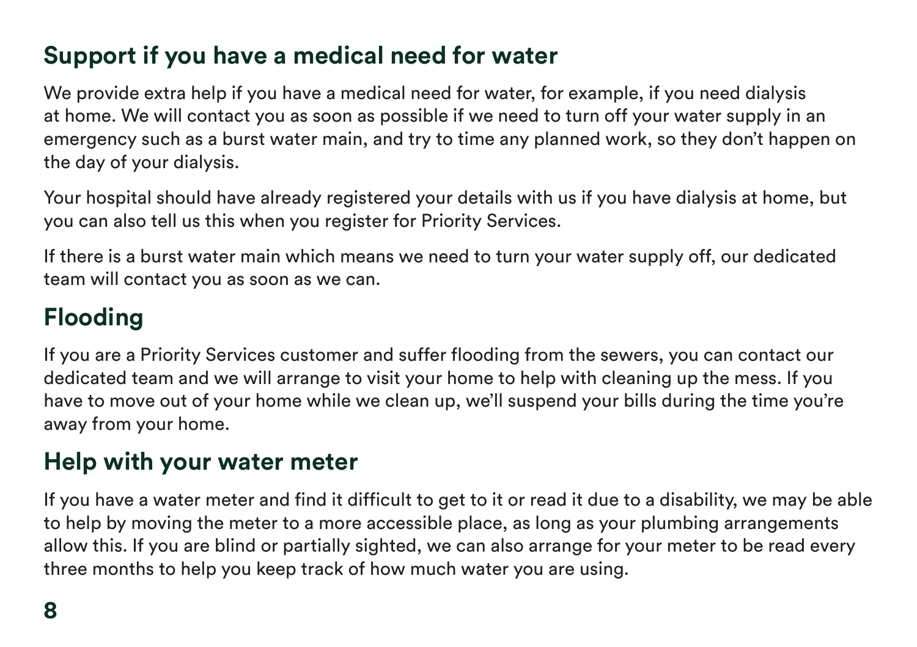## Support if you have a medical need for water

We provide extra help if you have a medical need for water, for example, if you need dialysis at home. We will contact you as soon as possible if we need to turn off your water supply in an emergency such as a burst water main, and try to time any planned work, so they don't happen on the day of your dialysis.

Your hospital should have already registered your details with us if you have dialysis at home, but you can also tell us this when you register for Priority Services.

If there is a burst water main which means we need to turn your water supply off, our dedicated team will contact you as soon as we can.

## Flooding

If you are a Priority Services customer and suffer flooding from the sewers, you can contact our dedicated team and we will arrange to visit your home to help with cleaning up the mess. If you have to move out of your home while we clean up, we'll suspend your bills during the time you're away from your home.

## Help with your water meter

If you have a water meter and find it difficult to get to it or read it due to a disability, we may be able to help by moving the meter to a more accessible place, as long as your plumbing arrangements allow this. If you are blind or partially sighted, we can also arrange for your meter to be read every three months to help you keep track of how much water you are using.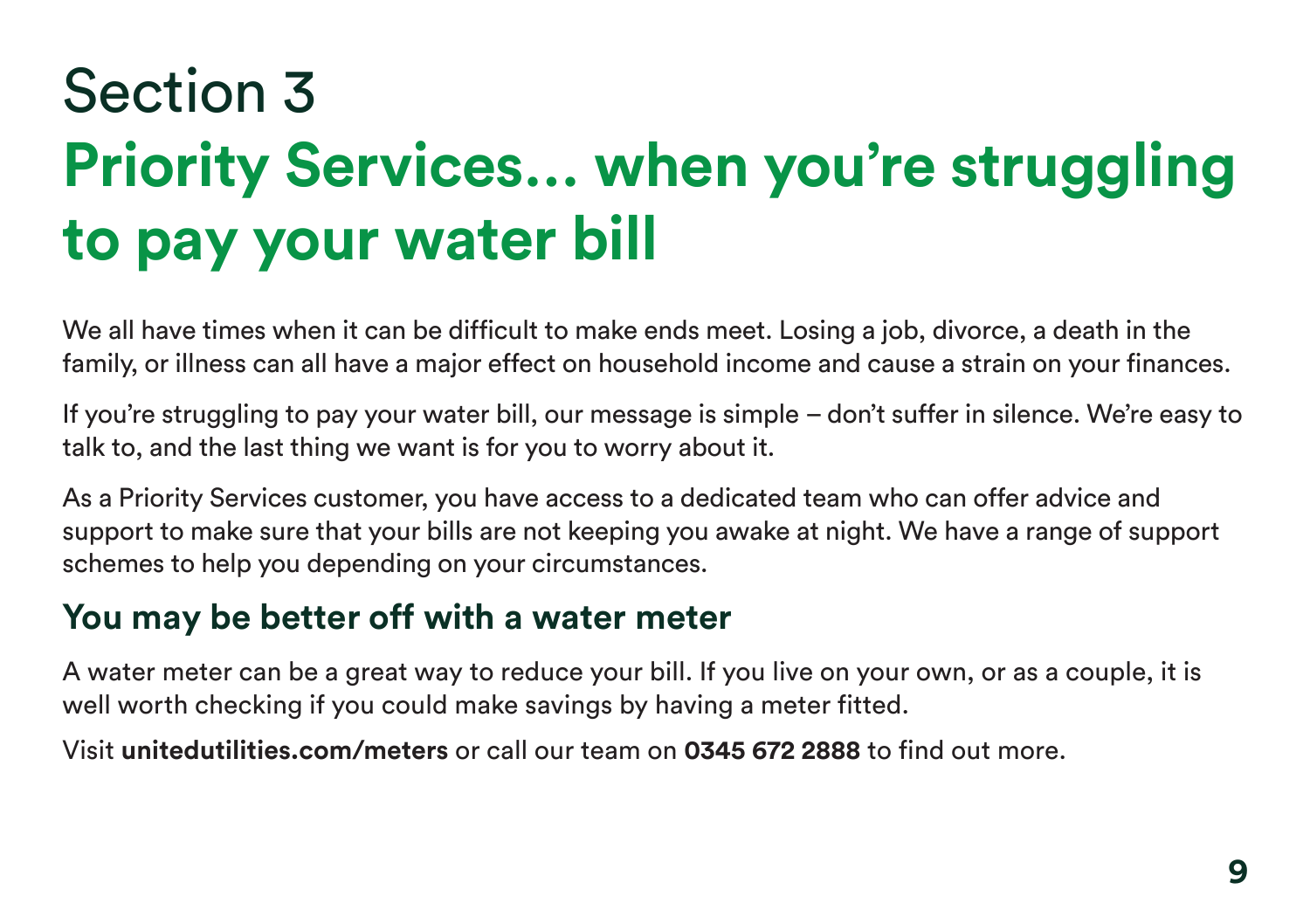# Section 3
# Priority Services… when you're struggling to pay your water bill

We all have times when it can be difficult to make ends meet. Losing a job, divorce, a death in the family, or illness can all have a major effect on household income and cause a strain on your finances.

If you're struggling to pay your water bill, our message is simple – don't suffer in silence. We're easy to talk to, and the last thing we want is for you to worry about it.

As a Priority Services customer, you have access to a dedicated team who can offer advice and support to make sure that your bills are not keeping you awake at night. We have a range of support schemes to help you depending on your circumstances.

## You may be better off with a water meter

A water meter can be a great way to reduce your bill. If you live on your own, or as a couple, it is well worth checking if you could make savings by having a meter fitted.

Visit **unitedutilities.com/meters** or call our team on **0345 672 2888** to find out more.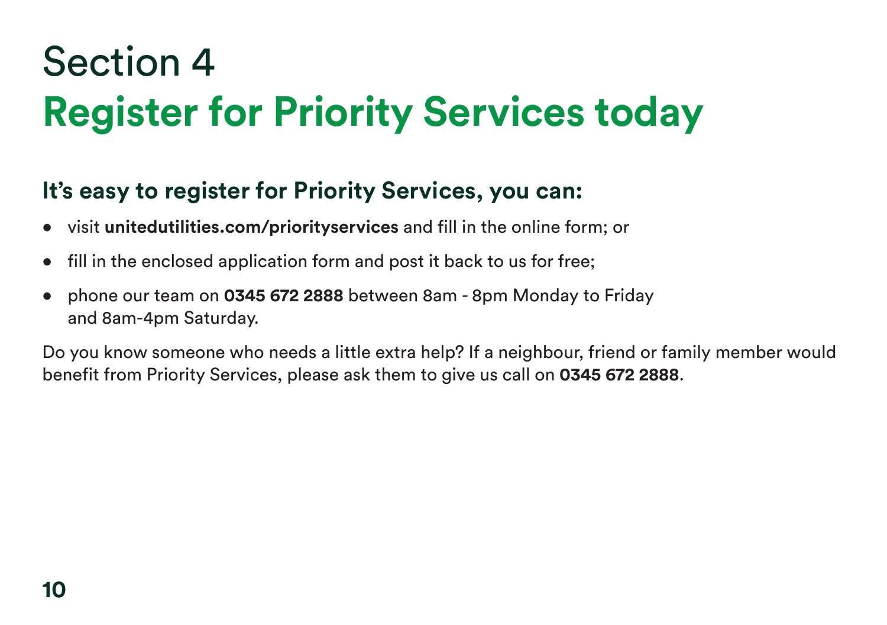# Section 4
# Register for Priority Services today

## It's easy to register for Priority Services, you can:

- visit **unitedutilities.com/priorityservices** and fill in the online form; or
- fill in the enclosed application form and post it back to us for free;
- phone our team on **0345 672 2888** between 8am - 8pm Monday to Friday and 8am-4pm Saturday.

Do you know someone who needs a little extra help? If a neighbour, friend or family member would benefit from Priority Services, please ask them to give us call on **0345 672 2888**.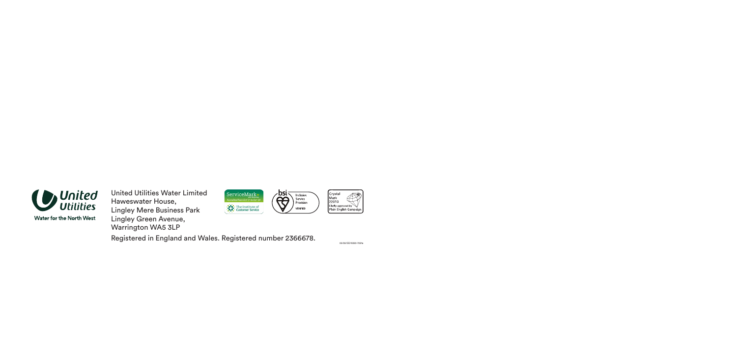United Utilities

Water for the North West

United Utilities Water Limited
Haweswater House,
Lingley Mere Business Park
Lingley Green Avenue,
Warrington WA5 3LP

Registered in England and Wales. Registered number 2366678.

ServiceMark
The Institute of Customer Service

bsi Inclusive Service Provision VERIFIED

Crystal Mark 22010 Clarity approved by Plain English Campaign

03/22/SD/8330-703a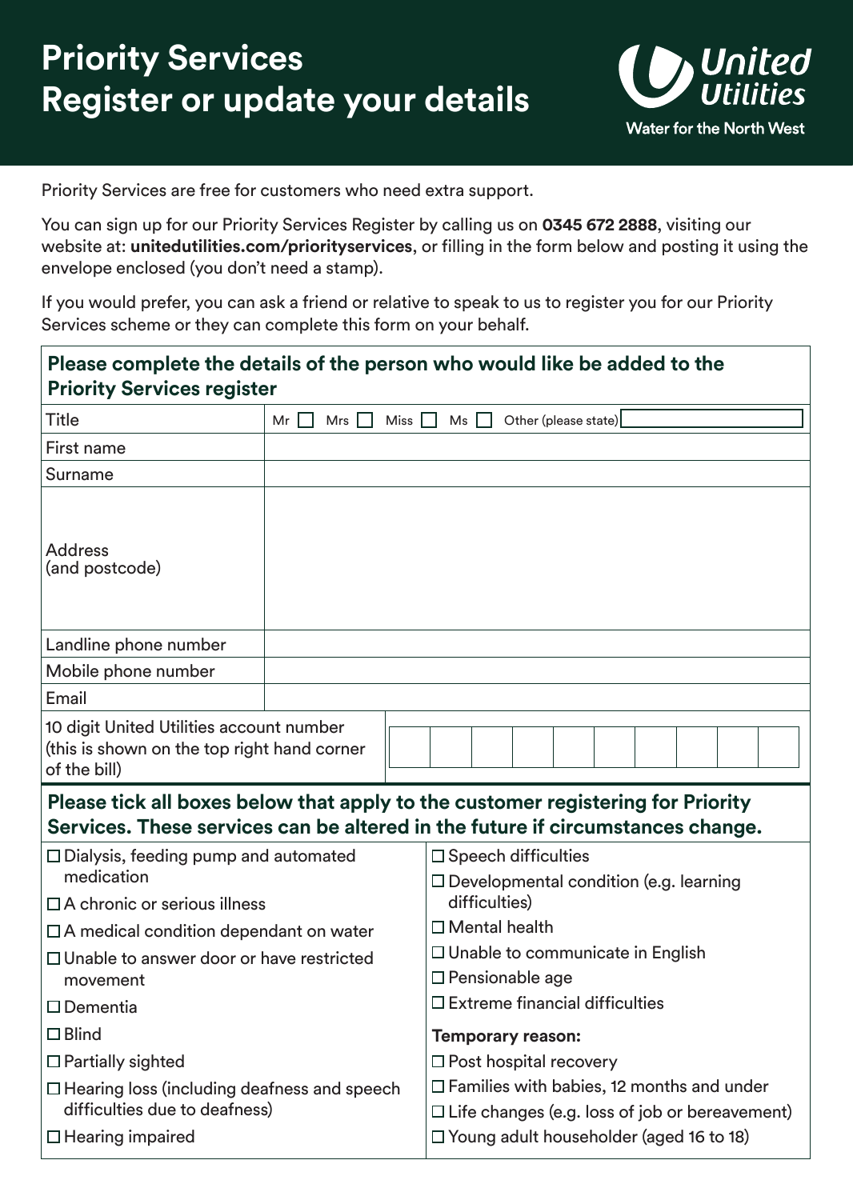# Priority Services
# Register or update your details

United Utilities
Water for the North West

Priority Services are free for customers who need extra support.

You can sign up for our Priority Services Register by calling us on **0345 672 2888**, visiting our website at: **unitedutilities.com/priorityservices**, or filling in the form below and posting it using the envelope enclosed (you don't need a stamp).

If you would prefer, you can ask a friend or relative to speak to us to register you for our Priority Services scheme or they can complete this form on your behalf.

| **Please complete the details of the person who would like be added to the Priority Services register** | |
|---|---|
| Title | Mr ☐ Mrs ☐ Miss ☐ Ms ☐ Other (please state) |
| First name | |
| Surname | |
| Address (and postcode) | |
| Landline phone number | |
| Mobile phone number | |
| Email | |
| 10 digit United Utilities account number (this is shown on the top right hand corner of the bill) | ☐☐☐☐☐☐☐☐☐☐ |

**Please tick all boxes below that apply to the customer registering for Priority Services. These services can be altered in the future if circumstances change.**

- ☐ Dialysis, feeding pump and automated medication
- ☐ A chronic or serious illness
- ☐ A medical condition dependant on water
- ☐ Unable to answer door or have restricted movement
- ☐ Dementia
- ☐ Blind
- ☐ Partially sighted
- ☐ Hearing loss (including deafness and speech difficulties due to deafness)
- ☐ Hearing impaired
- ☐ Speech difficulties
- ☐ Developmental condition (e.g. learning difficulties)
- ☐ Mental health
- ☐ Unable to communicate in English
- ☐ Pensionable age
- ☐ Extreme financial difficulties

**Temporary reason:**

- ☐ Post hospital recovery
- ☐ Families with babies, 12 months and under
- ☐ Life changes (e.g. loss of job or bereavement)
- ☐ Young adult householder (aged 16 to 18)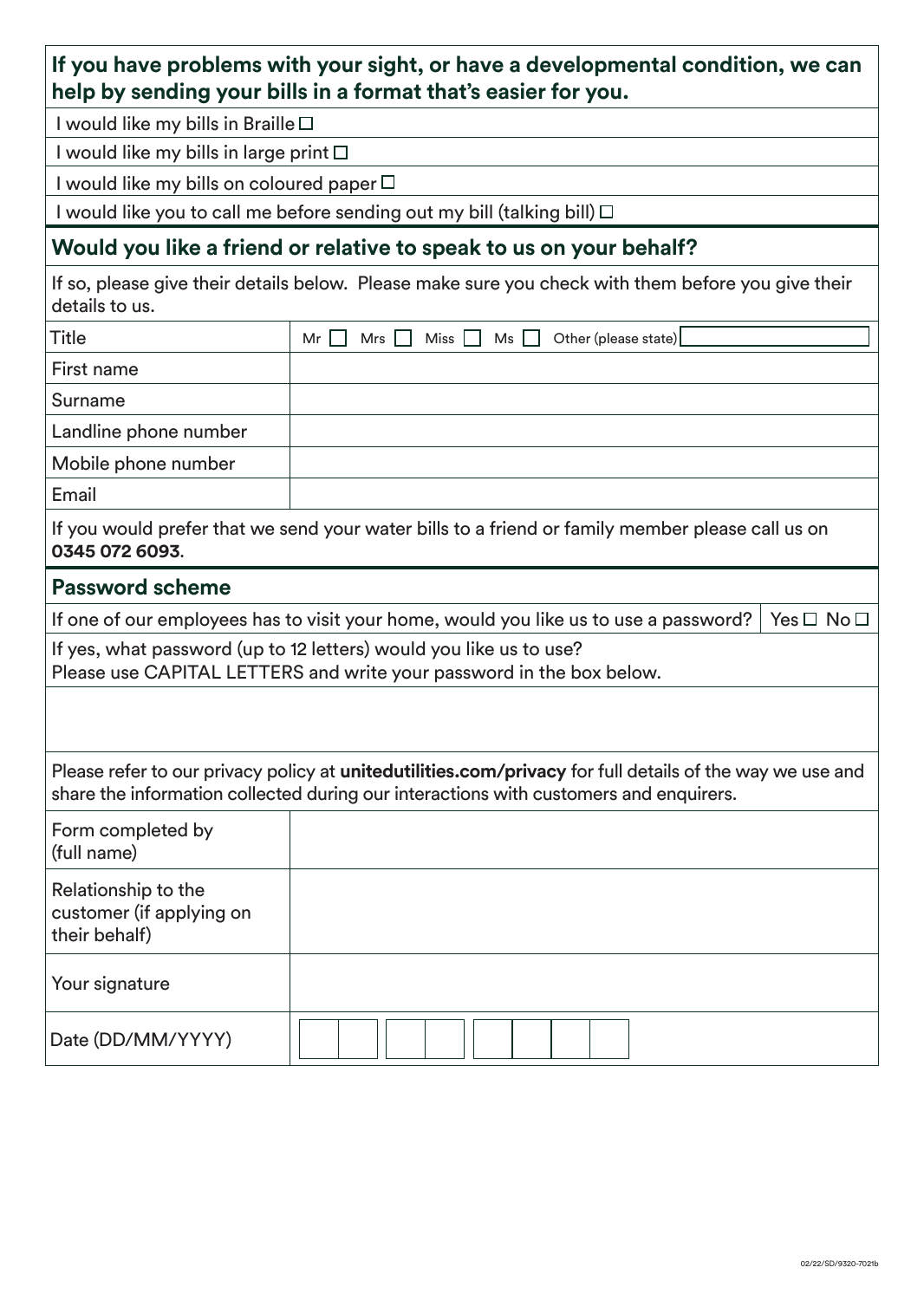## If you have problems with your sight, or have a developmental condition, we can help by sending your bills in a format that's easier for you.

I would like my bills in Braille ☐

I would like my bills in large print ☐

I would like my bills on coloured paper ☐

I would like you to call me before sending out my bill (talking bill) ☐

## Would you like a friend or relative to speak to us on your behalf?

If so, please give their details below. Please make sure you check with them before you give their details to us.

| | |
|---|---|
| Title | Mr ☐ Mrs ☐ Miss ☐ Ms ☐ Other (please state) |
| First name | |
| Surname | |
| Landline phone number | |
| Mobile phone number | |
| Email | |

If you would prefer that we send your water bills to a friend or family member please call us on **0345 072 6093**.

## Password scheme

If one of our employees has to visit your home, would you like us to use a password? Yes ☐ No ☐

If yes, what password (up to 12 letters) would you like us to use?
Please use CAPITAL LETTERS and write your password in the box below.

Please refer to our privacy policy at **unitedutilities.com/privacy** for full details of the way we use and share the information collected during our interactions with customers and enquirers.

| | |
|---|---|
| Form completed by (full name) | |
| Relationship to the customer (if applying on their behalf) | |
| Your signature | |
| Date (DD/MM/YYYY) | |

02/22/SD/9320-7021b